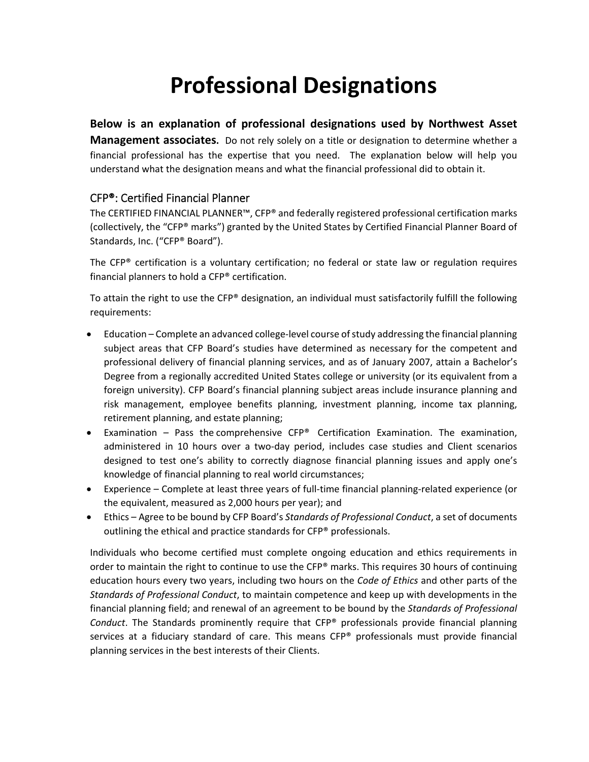# Professional Designations

**Below is an explanation of professional designations used by Northwest Asset Management associates.** Do not rely solely on a title or designation to determine whether a financial professional has the expertise that you need. The explanation below will help you understand what the designation means and what the financial professional did to obtain it.

## CFP®: Certified Financial Planner

The CERTIFIED FINANCIAL PLANNER™, CFP® and federally registered professional certification marks (collectively, the "CFP® marks") granted by the United States by Certified Financial Planner Board of Standards, Inc. ("CFP® Board").

The CFP® certification is a voluntary certification; no federal or state law or regulation requires financial planners to hold a CFP® certification.

To attain the right to use the CFP® designation, an individual must satisfactorily fulfill the following requirements:

- Education – Complete an advanced college-level course of study addressing the financial planning subject areas that CFP Board's studies have determined as necessary for the competent and professional delivery of financial planning services, and as of January 2007, attain a Bachelor's Degree from a regionally accredited United States college or university (or its equivalent from a foreign university). CFP Board's financial planning subject areas include insurance planning and risk management, employee benefits planning, investment planning, income tax planning, retirement planning, and estate planning;
- Examination – Pass the comprehensive CFP® Certification Examination. The examination, administered in 10 hours over a two-day period, includes case studies and Client scenarios designed to test one's ability to correctly diagnose financial planning issues and apply one's knowledge of financial planning to real world circumstances;
- Experience – Complete at least three years of full-time financial planning-related experience (or the equivalent, measured as 2,000 hours per year); and
- Ethics – Agree to be bound by CFP Board's *Standards of Professional Conduct*, a set of documents outlining the ethical and practice standards for CFP® professionals.

Individuals who become certified must complete ongoing education and ethics requirements in order to maintain the right to continue to use the CFP® marks. This requires 30 hours of continuing education hours every two years, including two hours on the *Code of Ethics* and other parts of the *Standards of Professional Conduct*, to maintain competence and keep up with developments in the financial planning field; and renewal of an agreement to be bound by the *Standards of Professional Conduct*. The Standards prominently require that CFP® professionals provide financial planning services at a fiduciary standard of care. This means CFP® professionals must provide financial planning services in the best interests of their Clients.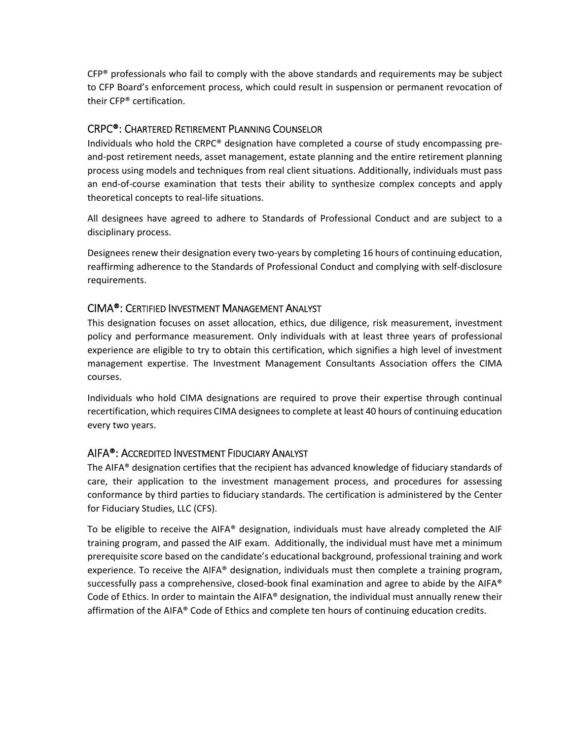CFP® professionals who fail to comply with the above standards and requirements may be subject to CFP Board's enforcement process, which could result in suspension or permanent revocation of their CFP® certification.

## CRPC®: Chartered Retirement Planning Counselor

Individuals who hold the CRPC® designation have completed a course of study encompassing pre-and-post retirement needs, asset management, estate planning and the entire retirement planning process using models and techniques from real client situations. Additionally, individuals must pass an end-of-course examination that tests their ability to synthesize complex concepts and apply theoretical concepts to real-life situations.

All designees have agreed to adhere to Standards of Professional Conduct and are subject to a disciplinary process.

Designees renew their designation every two-years by completing 16 hours of continuing education, reaffirming adherence to the Standards of Professional Conduct and complying with self-disclosure requirements.

## CIMA®: Certified Investment Management Analyst

This designation focuses on asset allocation, ethics, due diligence, risk measurement, investment policy and performance measurement. Only individuals with at least three years of professional experience are eligible to try to obtain this certification, which signifies a high level of investment management expertise. The Investment Management Consultants Association offers the CIMA courses.

Individuals who hold CIMA designations are required to prove their expertise through continual recertification, which requires CIMA designees to complete at least 40 hours of continuing education every two years.

## AIFA®: Accredited Investment Fiduciary Analyst

The AIFA® designation certifies that the recipient has advanced knowledge of fiduciary standards of care, their application to the investment management process, and procedures for assessing conformance by third parties to fiduciary standards. The certification is administered by the Center for Fiduciary Studies, LLC (CFS).

To be eligible to receive the AIFA® designation, individuals must have already completed the AIF training program, and passed the AIF exam. Additionally, the individual must have met a minimum prerequisite score based on the candidate's educational background, professional training and work experience. To receive the AIFA® designation, individuals must then complete a training program, successfully pass a comprehensive, closed-book final examination and agree to abide by the AIFA® Code of Ethics. In order to maintain the AIFA® designation, the individual must annually renew their affirmation of the AIFA® Code of Ethics and complete ten hours of continuing education credits.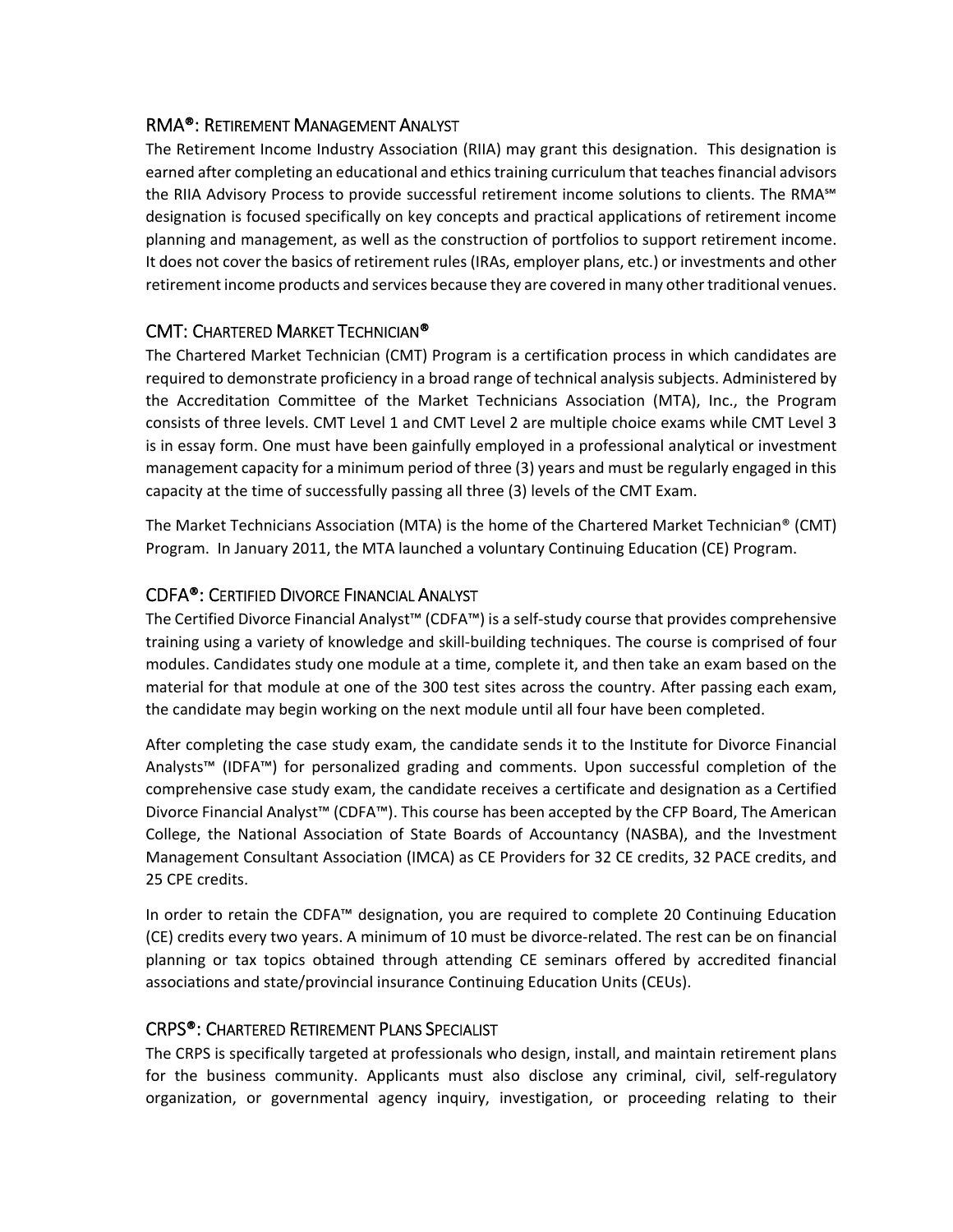## RMA®: Retirement Management Analyst

The Retirement Income Industry Association (RIIA) may grant this designation. This designation is earned after completing an educational and ethics training curriculum that teaches financial advisors the RIIA Advisory Process to provide successful retirement income solutions to clients. The RMA℠ designation is focused specifically on key concepts and practical applications of retirement income planning and management, as well as the construction of portfolios to support retirement income. It does not cover the basics of retirement rules (IRAs, employer plans, etc.) or investments and other retirement income products and services because they are covered in many other traditional venues.

## CMT: Chartered Market Technician®

The Chartered Market Technician (CMT) Program is a certification process in which candidates are required to demonstrate proficiency in a broad range of technical analysis subjects. Administered by the Accreditation Committee of the Market Technicians Association (MTA), Inc., the Program consists of three levels. CMT Level 1 and CMT Level 2 are multiple choice exams while CMT Level 3 is in essay form. One must have been gainfully employed in a professional analytical or investment management capacity for a minimum period of three (3) years and must be regularly engaged in this capacity at the time of successfully passing all three (3) levels of the CMT Exam.

The Market Technicians Association (MTA) is the home of the Chartered Market Technician® (CMT) Program. In January 2011, the MTA launched a voluntary Continuing Education (CE) Program.

## CDFA®: Certified Divorce Financial Analyst

The Certified Divorce Financial Analyst™ (CDFA™) is a self-study course that provides comprehensive training using a variety of knowledge and skill-building techniques. The course is comprised of four modules. Candidates study one module at a time, complete it, and then take an exam based on the material for that module at one of the 300 test sites across the country. After passing each exam, the candidate may begin working on the next module until all four have been completed.

After completing the case study exam, the candidate sends it to the Institute for Divorce Financial Analysts™ (IDFA™) for personalized grading and comments. Upon successful completion of the comprehensive case study exam, the candidate receives a certificate and designation as a Certified Divorce Financial Analyst™ (CDFA™). This course has been accepted by the CFP Board, The American College, the National Association of State Boards of Accountancy (NASBA), and the Investment Management Consultant Association (IMCA) as CE Providers for 32 CE credits, 32 PACE credits, and 25 CPE credits.

In order to retain the CDFA™ designation, you are required to complete 20 Continuing Education (CE) credits every two years. A minimum of 10 must be divorce-related. The rest can be on financial planning or tax topics obtained through attending CE seminars offered by accredited financial associations and state/provincial insurance Continuing Education Units (CEUs).

## CRPS®: Chartered Retirement Plans Specialist

The CRPS is specifically targeted at professionals who design, install, and maintain retirement plans for the business community. Applicants must also disclose any criminal, civil, self-regulatory organization, or governmental agency inquiry, investigation, or proceeding relating to their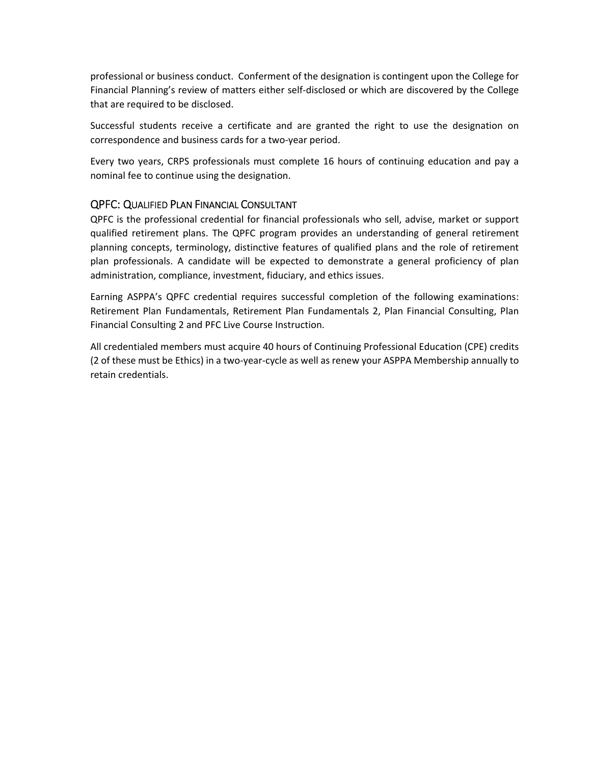professional or business conduct. Conferment of the designation is contingent upon the College for Financial Planning's review of matters either self-disclosed or which are discovered by the College that are required to be disclosed.

Successful students receive a certificate and are granted the right to use the designation on correspondence and business cards for a two-year period.

Every two years, CRPS professionals must complete 16 hours of continuing education and pay a nominal fee to continue using the designation.

## QPFC: Qualified Plan Financial Consultant

QPFC is the professional credential for financial professionals who sell, advise, market or support qualified retirement plans. The QPFC program provides an understanding of general retirement planning concepts, terminology, distinctive features of qualified plans and the role of retirement plan professionals. A candidate will be expected to demonstrate a general proficiency of plan administration, compliance, investment, fiduciary, and ethics issues.

Earning ASPPA's QPFC credential requires successful completion of the following examinations: Retirement Plan Fundamentals, Retirement Plan Fundamentals 2, Plan Financial Consulting, Plan Financial Consulting 2 and PFC Live Course Instruction.

All credentialed members must acquire 40 hours of Continuing Professional Education (CPE) credits (2 of these must be Ethics) in a two-year-cycle as well as renew your ASPPA Membership annually to retain credentials.